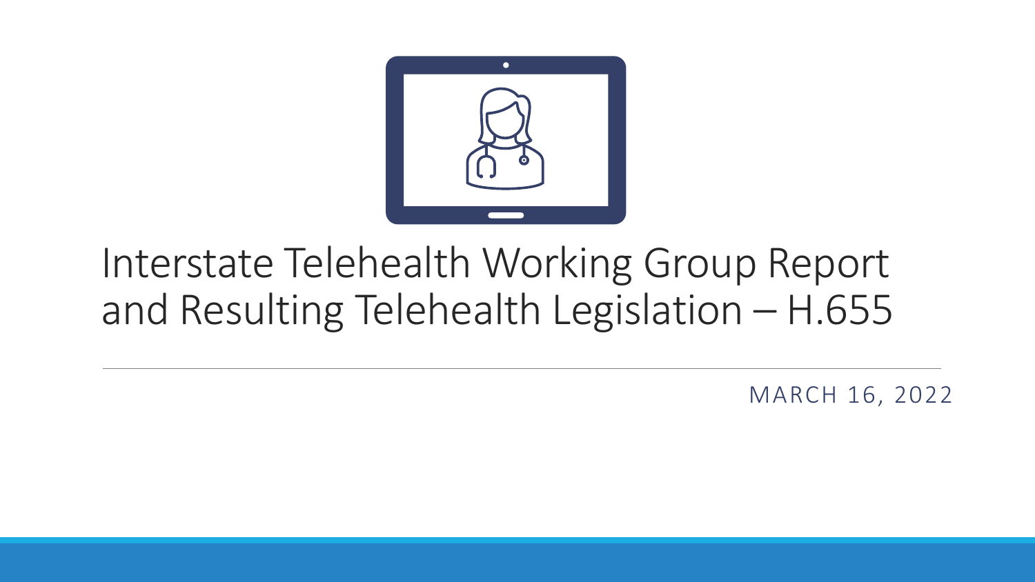# Interstate Telehealth Working Group Report and Resulting Telehealth Legislation – H.655

MARCH 16, 2022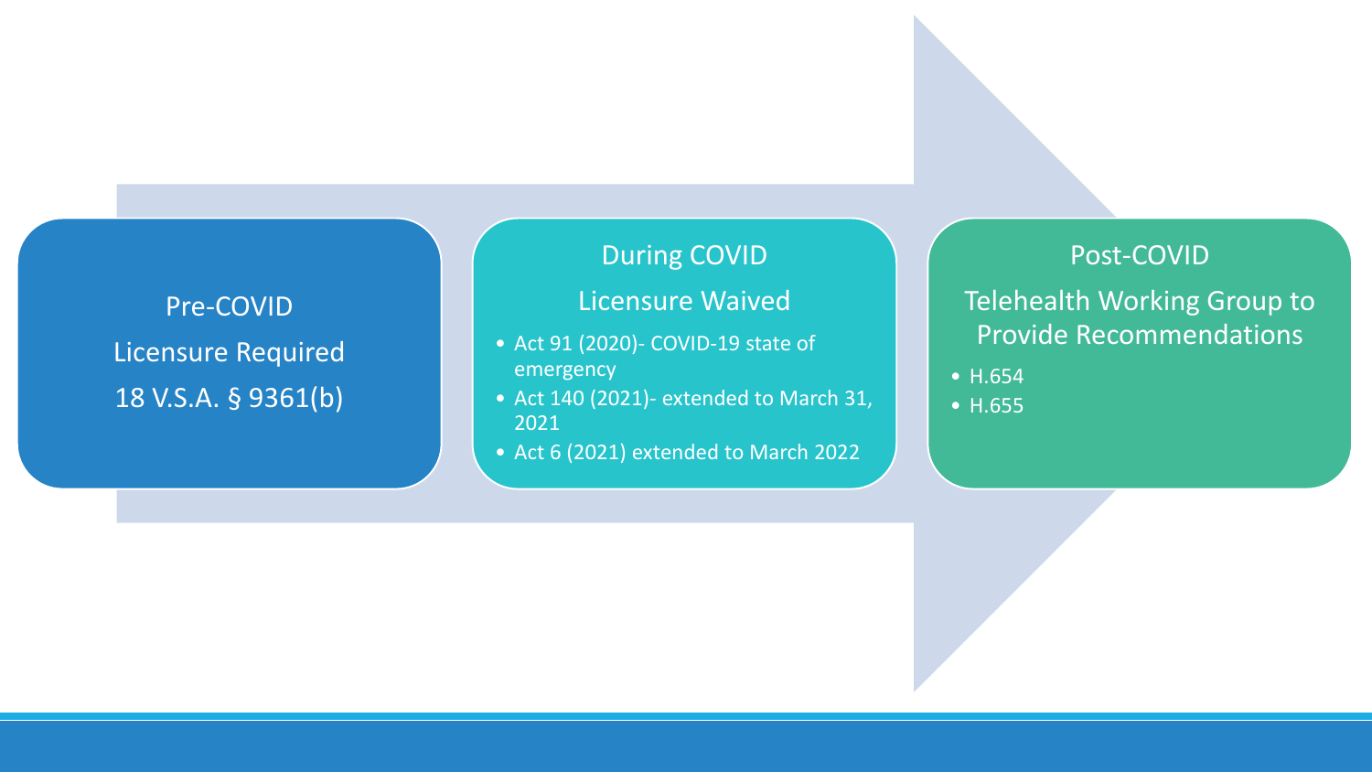## Pre-COVID

Licensure Required

18 V.S.A. § 9361(b)

## During COVID

Licensure Waived

- Act 91 (2020)- COVID-19 state of emergency
- Act 140 (2021)- extended to March 31, 2021
- Act 6 (2021) extended to March 2022

## Post-COVID

Telehealth Working Group to Provide Recommendations

- H.654
- H.655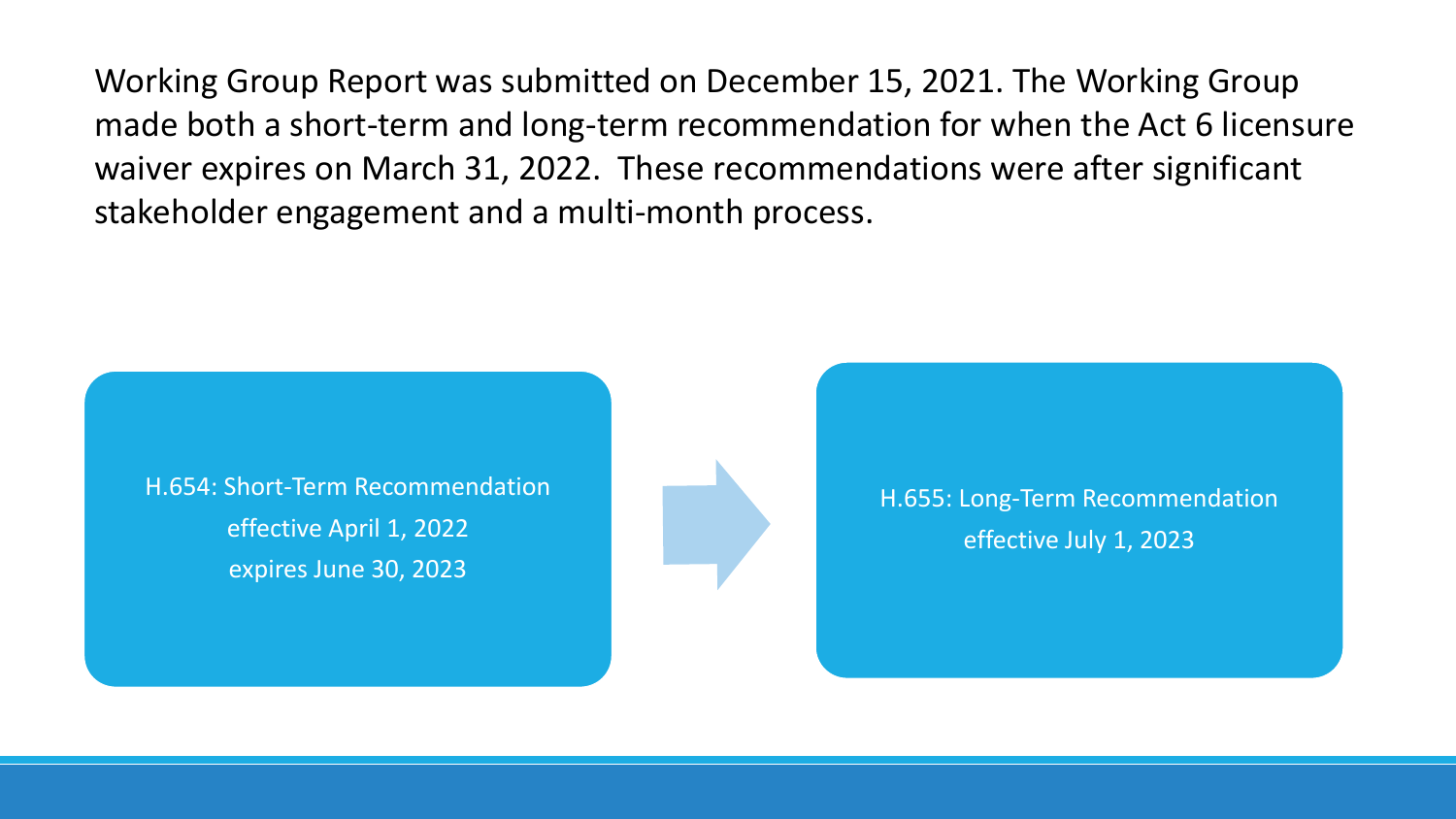Working Group Report was submitted on December 15, 2021. The Working Group made both a short-term and long-term recommendation for when the Act 6 licensure waiver expires on March 31, 2022. These recommendations were after significant stakeholder engagement and a multi-month process.

H.654: Short-Term Recommendation
effective April 1, 2022
expires June 30, 2023

H.655: Long-Term Recommendation
effective July 1, 2023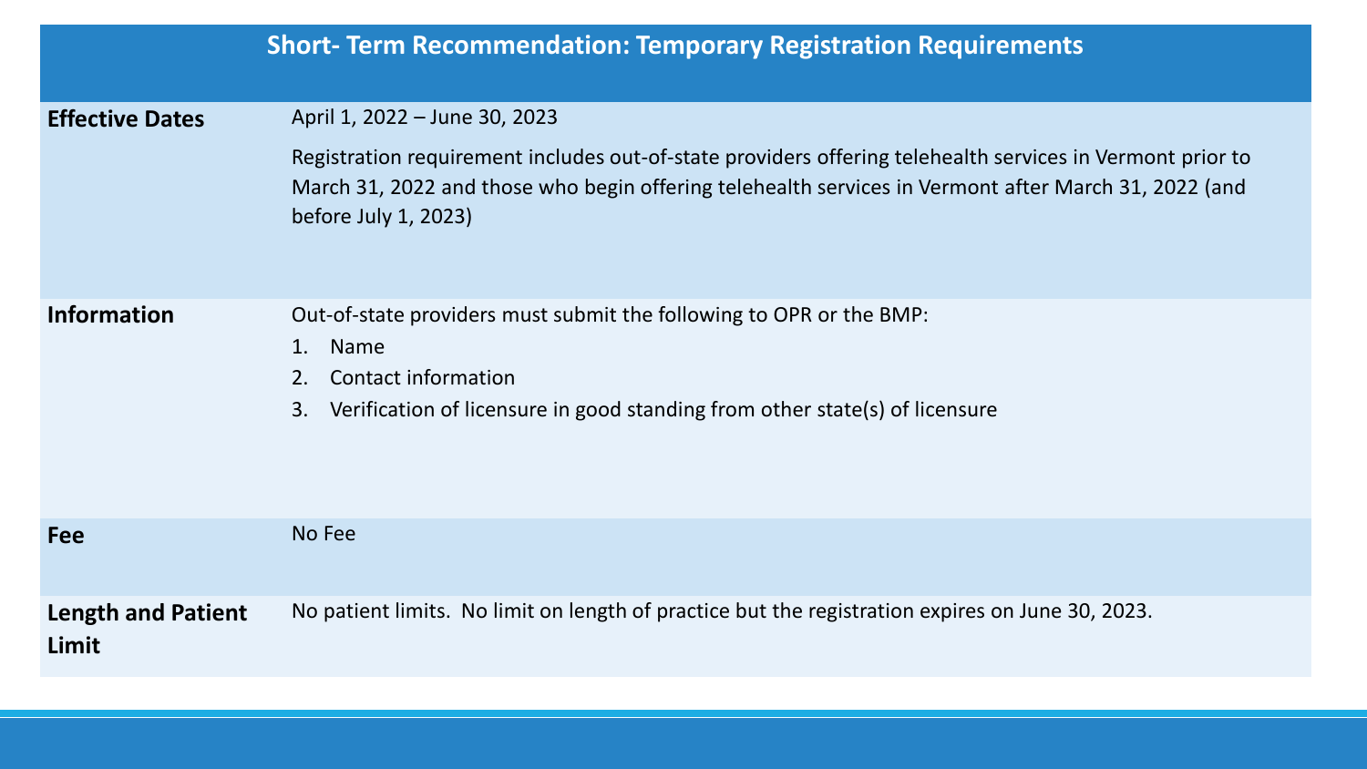| Short- Term Recommendation: Temporary Registration Requirements | |
|---|---|
| **Effective Dates** | April 1, 2022 – June 30, 2023<br><br>Registration requirement includes out-of-state providers offering telehealth services in Vermont prior to March 31, 2022 and those who begin offering telehealth services in Vermont after March 31, 2022 (and before July 1, 2023) |
| **Information** | Out-of-state providers must submit the following to OPR or the BMP:<br>1. Name<br>2. Contact information<br>3. Verification of licensure in good standing from other state(s) of licensure |
| **Fee** | No Fee |
| **Length and Patient Limit** | No patient limits. No limit on length of practice but the registration expires on June 30, 2023. |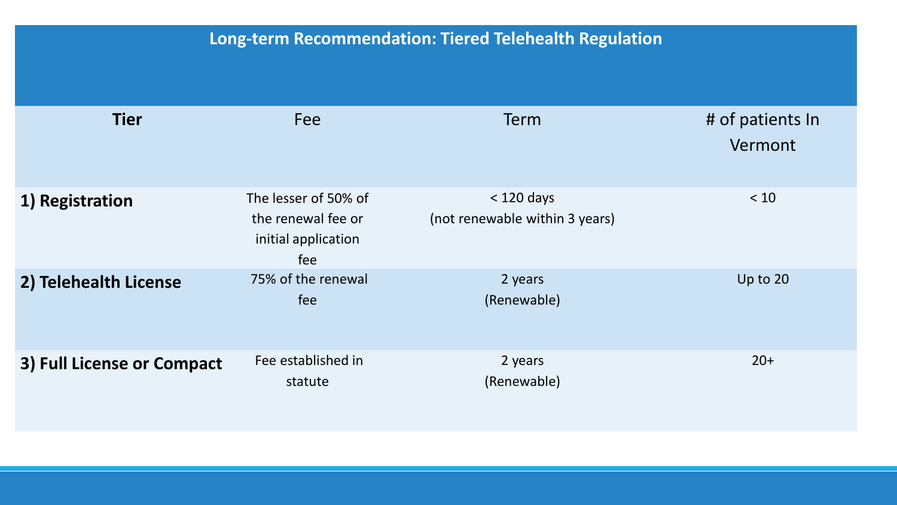# Long-term Recommendation: Tiered Telehealth Regulation

| **Tier** | Fee | Term | # of patients In Vermont |
|---|---|---|---|
| **1) Registration** | The lesser of 50% of the renewal fee or initial application fee | < 120 days (not renewable within 3 years) | < 10 |
| **2) Telehealth License** | 75% of the renewal fee | 2 years (Renewable) | Up to 20 |
| **3) Full License or Compact** | Fee established in statute | 2 years (Renewable) | 20+ |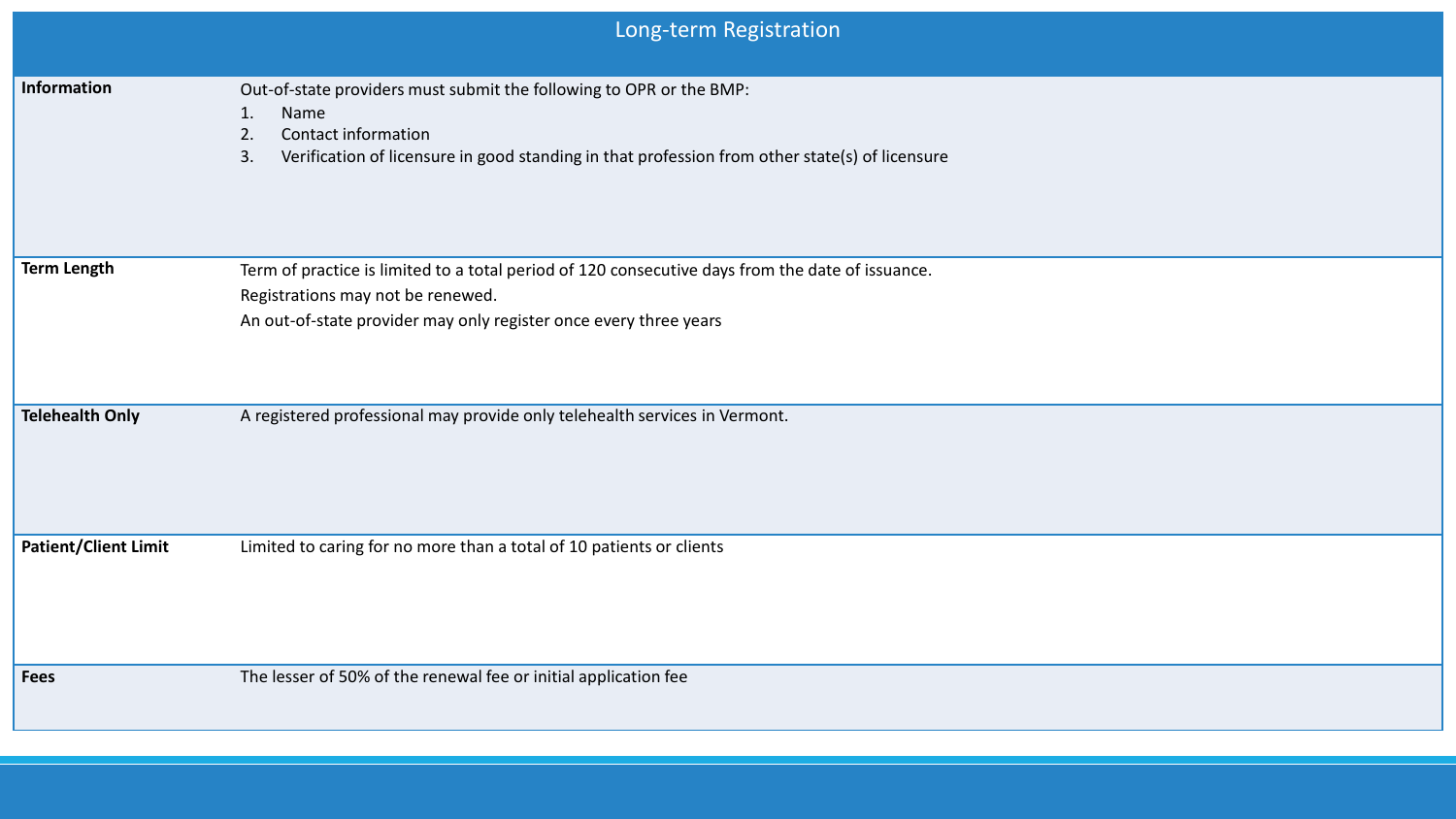# Long-term Registration

| | |
|---|---|
| **Information** | Out-of-state providers must submit the following to OPR or the BMP:<br>1. Name<br>2. Contact information<br>3. Verification of licensure in good standing in that profession from other state(s) of licensure |
| **Term Length** | Term of practice is limited to a total period of 120 consecutive days from the date of issuance.<br>Registrations may not be renewed.<br>An out-of-state provider may only register once every three years |
| **Telehealth Only** | A registered professional may provide only telehealth services in Vermont. |
| **Patient/Client Limit** | Limited to caring for no more than a total of 10 patients or clients |
| **Fees** | The lesser of 50% of the renewal fee or initial application fee |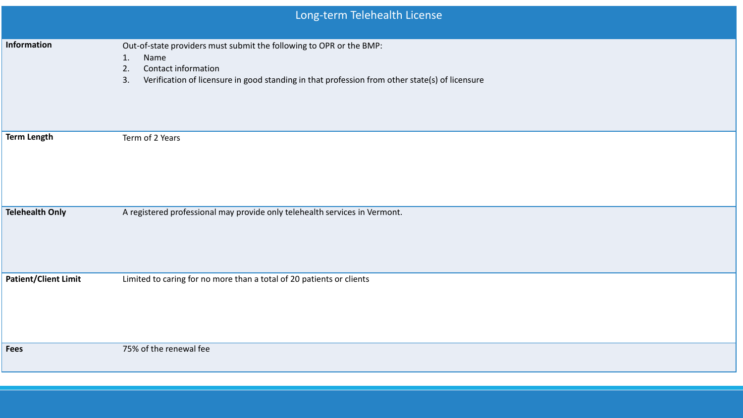# Long-term Telehealth License

| | |
|---|---|
| **Information** | Out-of-state providers must submit the following to OPR or the BMP:<br>1. Name<br>2. Contact information<br>3. Verification of licensure in good standing in that profession from other state(s) of licensure |
| **Term Length** | Term of 2 Years |
| **Telehealth Only** | A registered professional may provide only telehealth services in Vermont. |
| **Patient/Client Limit** | Limited to caring for no more than a total of 20 patients or clients |
| **Fees** | 75% of the renewal fee |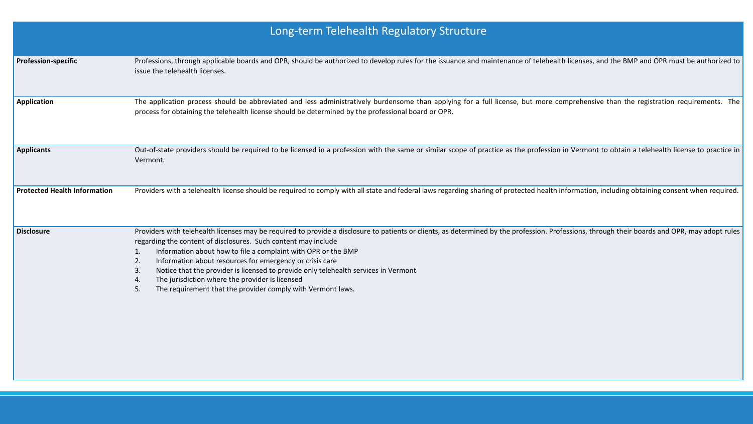# Long-term Telehealth Regulatory Structure

| | |
|---|---|
| **Profession-specific** | Professions, through applicable boards and OPR, should be authorized to develop rules for the issuance and maintenance of telehealth licenses, and the BMP and OPR must be authorized to issue the telehealth licenses. |
| **Application** | The application process should be abbreviated and less administratively burdensome than applying for a full license, but more comprehensive than the registration requirements. The process for obtaining the telehealth license should be determined by the professional board or OPR. |
| **Applicants** | Out-of-state providers should be required to be licensed in a profession with the same or similar scope of practice as the profession in Vermont to obtain a telehealth license to practice in Vermont. |
| **Protected Health Information** | Providers with a telehealth license should be required to comply with all state and federal laws regarding sharing of protected health information, including obtaining consent when required. |
| **Disclosure** | Providers with telehealth licenses may be required to provide a disclosure to patients or clients, as determined by the profession. Professions, through their boards and OPR, may adopt rules regarding the content of disclosures. Such content may include<br>1. Information about how to file a complaint with OPR or the BMP<br>2. Information about resources for emergency or crisis care<br>3. Notice that the provider is licensed to provide only telehealth services in Vermont<br>4. The jurisdiction where the provider is licensed<br>5. The requirement that the provider comply with Vermont laws. |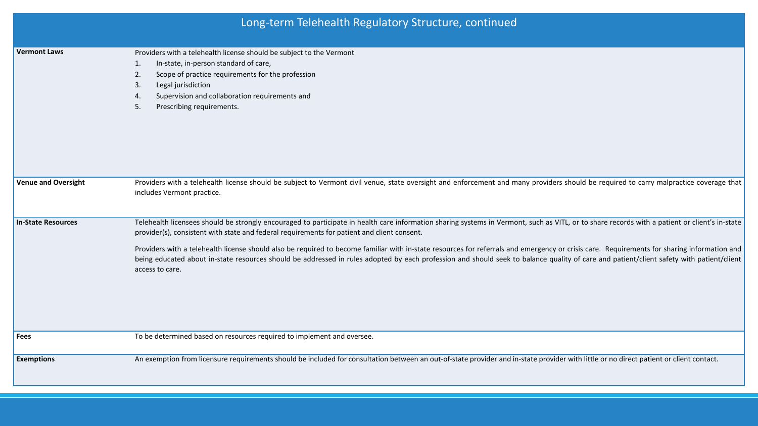# Long-term Telehealth Regulatory Structure, continued

| | |
|---|---|
| **Vermont Laws** | Providers with a telehealth license should be subject to the Vermont<br>1. In-state, in-person standard of care,<br>2. Scope of practice requirements for the profession<br>3. Legal jurisdiction<br>4. Supervision and collaboration requirements and<br>5. Prescribing requirements. |
| **Venue and Oversight** | Providers with a telehealth license should be subject to Vermont civil venue, state oversight and enforcement and many providers should be required to carry malpractice coverage that includes Vermont practice. |
| **In-State Resources** | Telehealth licensees should be strongly encouraged to participate in health care information sharing systems in Vermont, such as VITL, or to share records with a patient or client's in-state provider(s), consistent with state and federal requirements for patient and client consent.<br><br>Providers with a telehealth license should also be required to become familiar with in-state resources for referrals and emergency or crisis care. Requirements for sharing information and being educated about in-state resources should be addressed in rules adopted by each profession and should seek to balance quality of care and patient/client safety with patient/client access to care. |
| **Fees** | To be determined based on resources required to implement and oversee. |
| **Exemptions** | An exemption from licensure requirements should be included for consultation between an out-of-state provider and in-state provider with little or no direct patient or client contact. |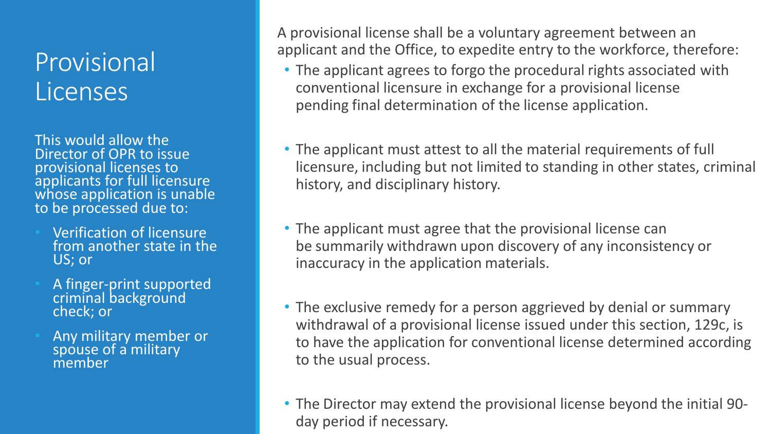# Provisional Licenses

This would allow the Director of OPR to issue provisional licenses to applicants for full licensure whose application is unable to be processed due to:

- Verification of licensure from another state in the US; or
- A finger-print supported criminal background check; or
- Any military member or spouse of a military member

A provisional license shall be a voluntary agreement between an applicant and the Office, to expedite entry to the workforce, therefore:

- The applicant agrees to forgo the procedural rights associated with conventional licensure in exchange for a provisional license pending final determination of the license application.
- The applicant must attest to all the material requirements of full licensure, including but not limited to standing in other states, criminal history, and disciplinary history.
- The applicant must agree that the provisional license can be summarily withdrawn upon discovery of any inconsistency or inaccuracy in the application materials.
- The exclusive remedy for a person aggrieved by denial or summary withdrawal of a provisional license issued under this section, 129c, is to have the application for conventional license determined according to the usual process.
- The Director may extend the provisional license beyond the initial 90-day period if necessary.